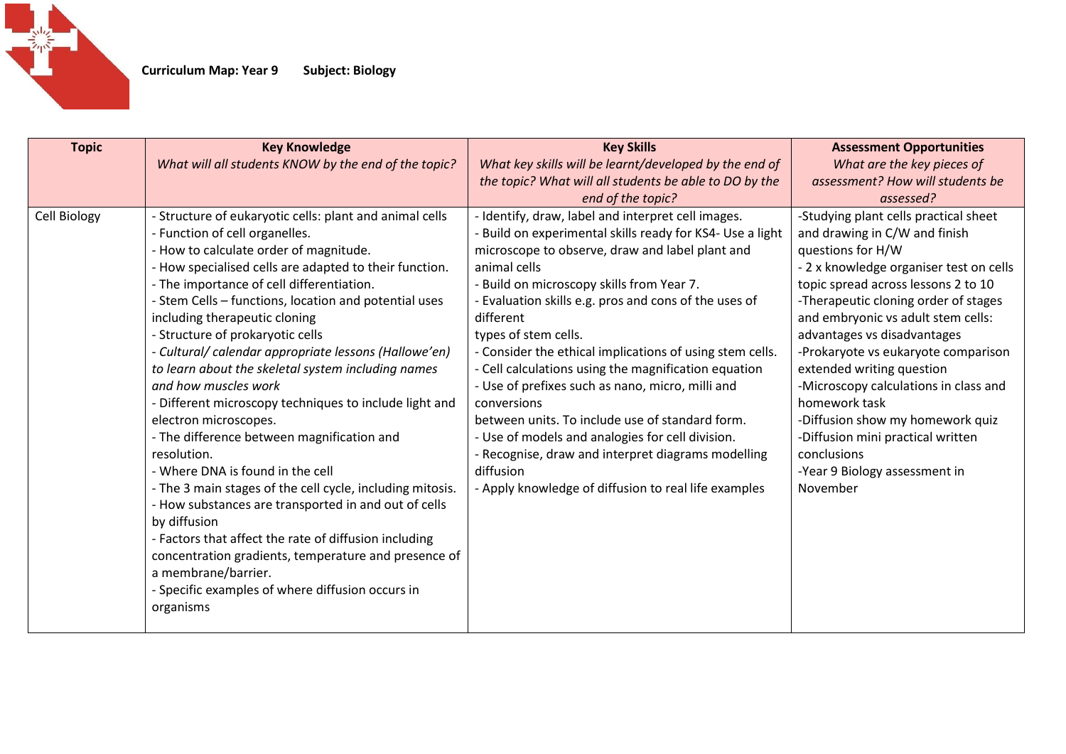**Curriculum Map: Year 9 Subject: Biology**

| Topic | Key Knowledge<br>*What will all students KNOW by the end of the topic?* | Key Skills<br>*What key skills will be learnt/developed by the end of the topic? What will all students be able to DO by the end of the topic?* | Assessment Opportunities<br>*What are the key pieces of assessment? How will students be assessed?* |
|---|---|---|---|
| Cell Biology | - Structure of eukaryotic cells: plant and animal cells<br>- Function of cell organelles.<br>- How to calculate order of magnitude.<br>- How specialised cells are adapted to their function.<br>- The importance of cell differentiation.<br>- Stem Cells – functions, location and potential uses including therapeutic cloning<br>- Structure of prokaryotic cells<br>- *Cultural/ calendar appropriate lessons (Hallowe'en) to learn about the skeletal system including names and how muscles work*<br>- Different microscopy techniques to include light and electron microscopes.<br>- The difference between magnification and resolution.<br>- Where DNA is found in the cell<br>- The 3 main stages of the cell cycle, including mitosis.<br>- How substances are transported in and out of cells by diffusion<br>- Factors that affect the rate of diffusion including concentration gradients, temperature and presence of a membrane/barrier.<br>- Specific examples of where diffusion occurs in organisms | - Identify, draw, label and interpret cell images.<br>- Build on experimental skills ready for KS4- Use a light microscope to observe, draw and label plant and animal cells<br>- Build on microscopy skills from Year 7.<br>- Evaluation skills e.g. pros and cons of the uses of different types of stem cells.<br>- Consider the ethical implications of using stem cells.<br>- Cell calculations using the magnification equation<br>- Use of prefixes such as nano, micro, milli and conversions between units. To include use of standard form.<br>- Use of models and analogies for cell division.<br>- Recognise, draw and interpret diagrams modelling diffusion<br>- Apply knowledge of diffusion to real life examples | -Studying plant cells practical sheet and drawing in C/W and finish questions for H/W<br>- 2 x knowledge organiser test on cells topic spread across lessons 2 to 10<br>-Therapeutic cloning order of stages and embryonic vs adult stem cells: advantages vs disadvantages<br>-Prokaryote vs eukaryote comparison extended writing question<br>-Microscopy calculations in class and homework task<br>-Diffusion show my homework quiz<br>-Diffusion mini practical written conclusions<br>-Year 9 Biology assessment in November |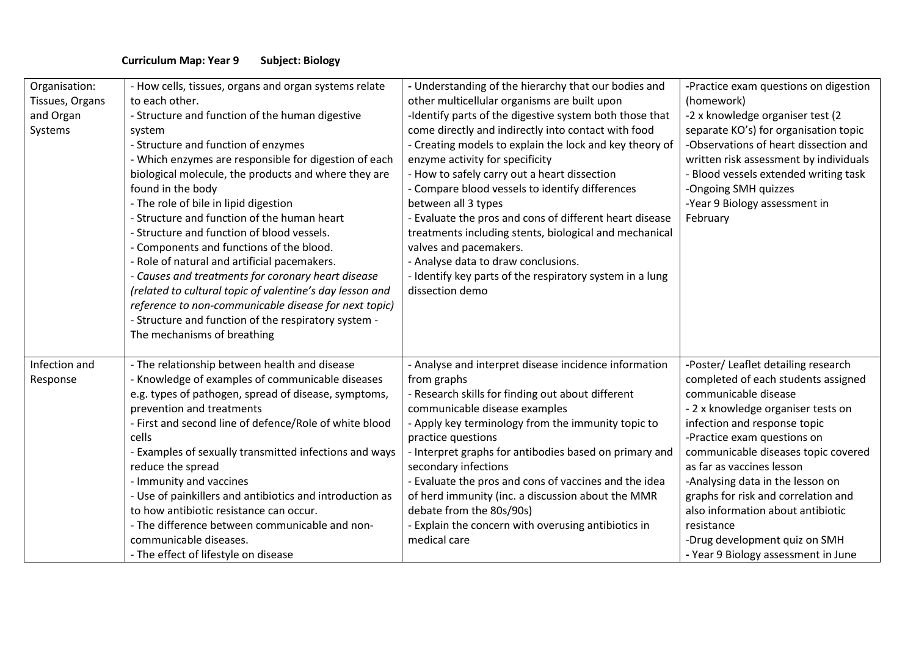**Curriculum Map: Year 9 Subject: Biology**

| | | | |
|---|---|---|---|
| Organisation: Tissues, Organs and Organ Systems | - How cells, tissues, organs and organ systems relate to each other.<br>- Structure and function of the human digestive system<br>- Structure and function of enzymes<br>- Which enzymes are responsible for digestion of each biological molecule, the products and where they are found in the body<br>- The role of bile in lipid digestion<br>- Structure and function of the human heart<br>- Structure and function of blood vessels.<br>- Components and functions of the blood.<br>- Role of natural and artificial pacemakers.<br>- *Causes and treatments for coronary heart disease (related to cultural topic of valentine's day lesson and reference to non-communicable disease for next topic)*<br>- Structure and function of the respiratory system - The mechanisms of breathing | - Understanding of the hierarchy that our bodies and other multicellular organisms are built upon<br>-Identify parts of the digestive system both those that come directly and indirectly into contact with food<br>- Creating models to explain the lock and key theory of enzyme activity for specificity<br>- How to safely carry out a heart dissection<br>- Compare blood vessels to identify differences between all 3 types<br>- Evaluate the pros and cons of different heart disease treatments including stents, biological and mechanical valves and pacemakers.<br>- Analyse data to draw conclusions.<br>- Identify key parts of the respiratory system in a lung dissection demo | -Practice exam questions on digestion (homework)<br>-2 x knowledge organiser test (2 separate KO's) for organisation topic<br>-Observations of heart dissection and written risk assessment by individuals<br>- Blood vessels extended writing task<br>-Ongoing SMH quizzes<br>-Year 9 Biology assessment in February |
| Infection and Response | - The relationship between health and disease<br>- Knowledge of examples of communicable diseases e.g. types of pathogen, spread of disease, symptoms, prevention and treatments<br>- First and second line of defence/Role of white blood cells<br>- Examples of sexually transmitted infections and ways reduce the spread<br>- Immunity and vaccines<br>- Use of painkillers and antibiotics and introduction as to how antibiotic resistance can occur.<br>- The difference between communicable and non-communicable diseases.<br>- The effect of lifestyle on disease | - Analyse and interpret disease incidence information from graphs<br>- Research skills for finding out about different communicable disease examples<br>- Apply key terminology from the immunity topic to practice questions<br>- Interpret graphs for antibodies based on primary and secondary infections<br>- Evaluate the pros and cons of vaccines and the idea of herd immunity (inc. a discussion about the MMR debate from the 80s/90s)<br>- Explain the concern with overusing antibiotics in medical care | -Poster/ Leaflet detailing research completed of each students assigned communicable disease<br>- 2 x knowledge organiser tests on infection and response topic<br>-Practice exam questions on communicable diseases topic covered as far as vaccines lesson<br>-Analysing data in the lesson on graphs for risk and correlation and also information about antibiotic resistance<br>-Drug development quiz on SMH<br>- Year 9 Biology assessment in June |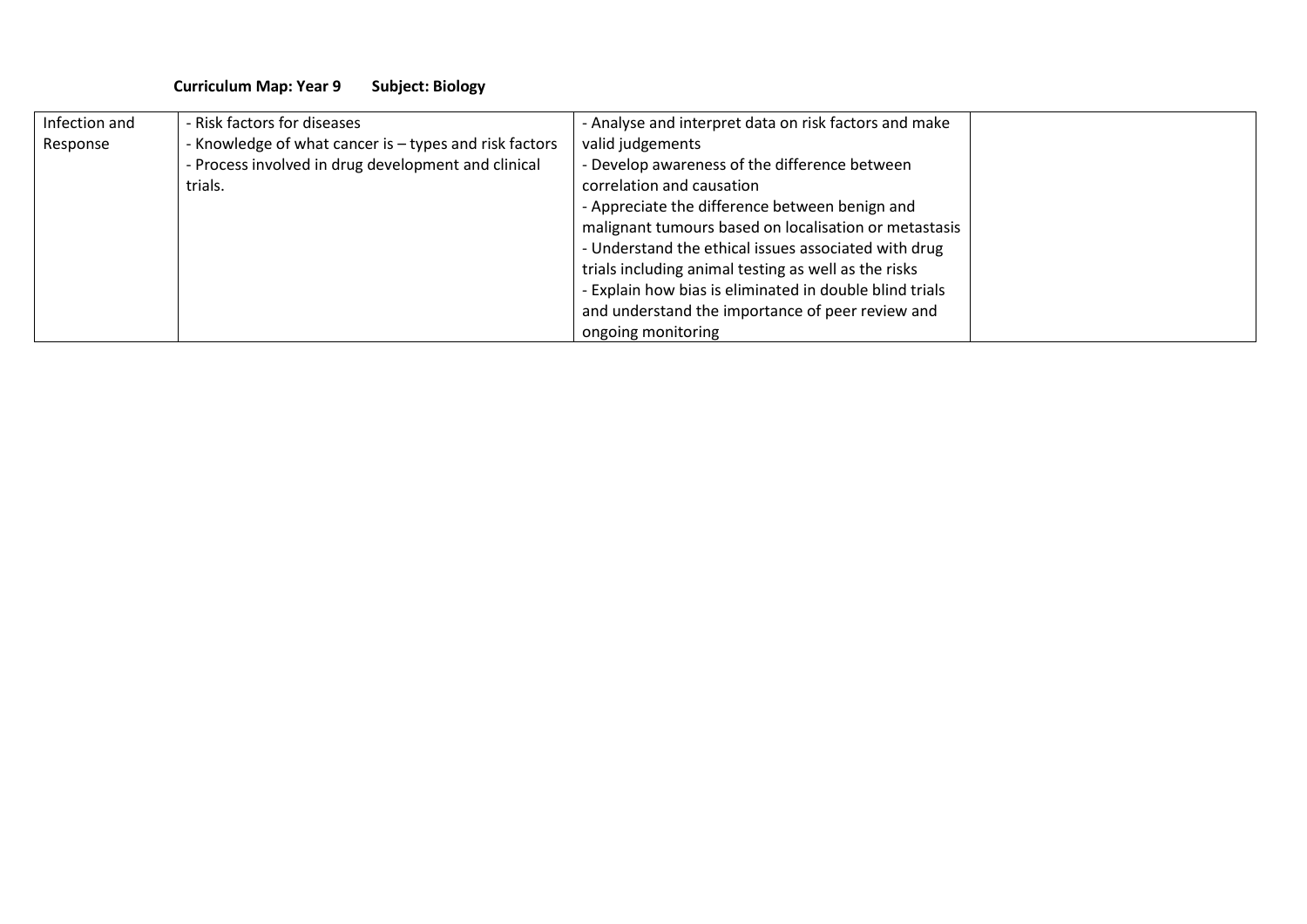**Curriculum Map: Year 9 Subject: Biology**

| | | | |
|---|---|---|---|
| Infection and Response | - Risk factors for diseases<br>- Knowledge of what cancer is – types and risk factors<br>- Process involved in drug development and clinical trials. | - Analyse and interpret data on risk factors and make valid judgements<br>- Develop awareness of the difference between correlation and causation<br>- Appreciate the difference between benign and malignant tumours based on localisation or metastasis<br>- Understand the ethical issues associated with drug trials including animal testing as well as the risks<br>- Explain how bias is eliminated in double blind trials and understand the importance of peer review and ongoing monitoring | |